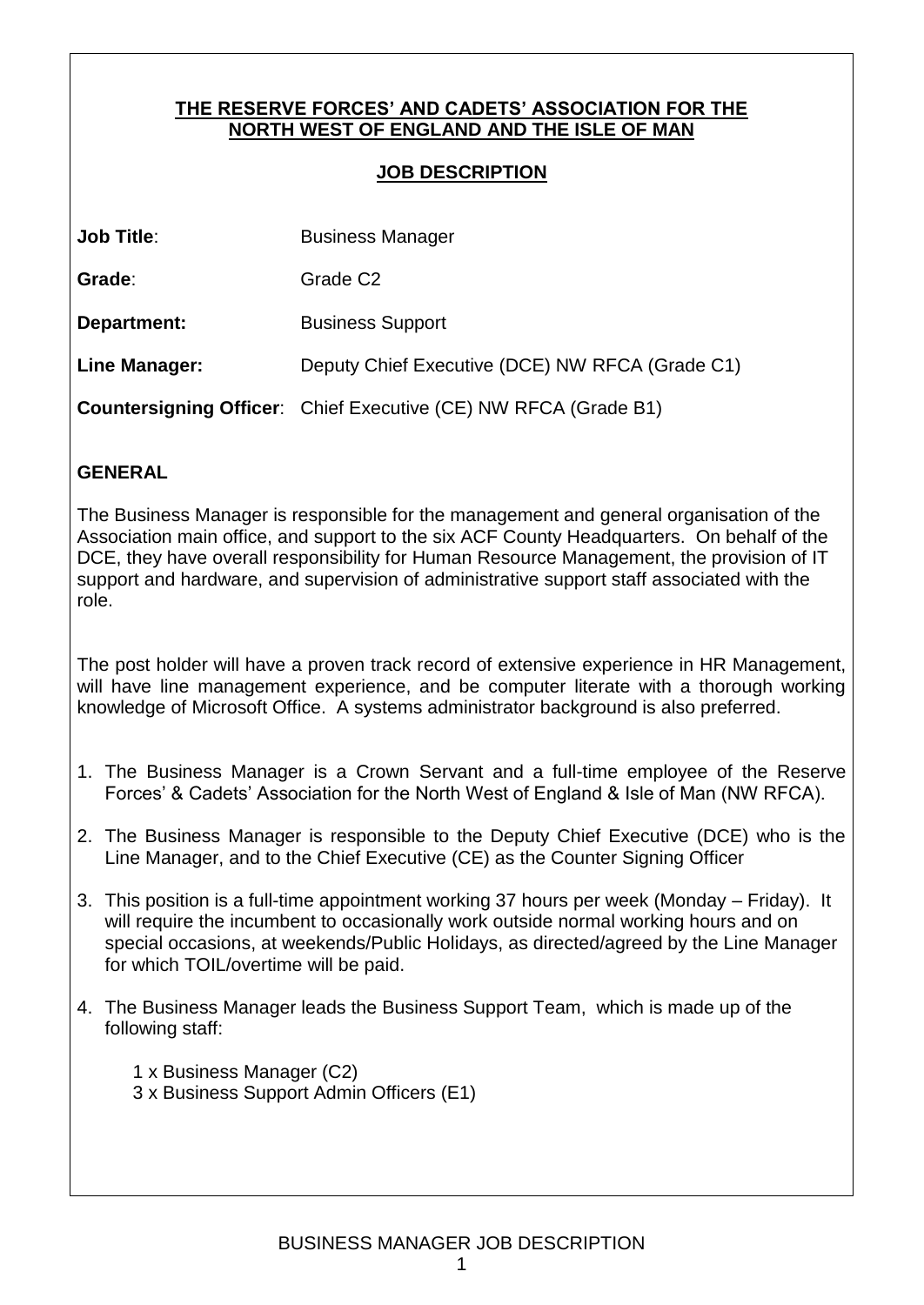**THE RESERVE FORCES' AND CADETS' ASSOCIATION FOR THE NORTH WEST OF ENGLAND AND THE ISLE OF MAN**

**JOB DESCRIPTION**

**Job Title**: Business Manager

**Grade**: Grade C2

**Department:** Business Support

**Line Manager:** Deputy Chief Executive (DCE) NW RFCA (Grade C1)

**Countersigning Officer**: Chief Executive (CE) NW RFCA (Grade B1)

**GENERAL**

The Business Manager is responsible for the management and general organisation of the Association main office, and support to the six ACF County Headquarters. On behalf of the DCE, they have overall responsibility for Human Resource Management, the provision of IT support and hardware, and supervision of administrative support staff associated with the role.

The post holder will have a proven track record of extensive experience in HR Management, will have line management experience, and be computer literate with a thorough working knowledge of Microsoft Office. A systems administrator background is also preferred.

1. The Business Manager is a Crown Servant and a full-time employee of the Reserve Forces' & Cadets' Association for the North West of England & Isle of Man (NW RFCA).
2. The Business Manager is responsible to the Deputy Chief Executive (DCE) who is the Line Manager, and to the Chief Executive (CE) as the Counter Signing Officer
3. This position is a full-time appointment working 37 hours per week (Monday – Friday). It will require the incumbent to occasionally work outside normal working hours and on special occasions, at weekends/Public Holidays, as directed/agreed by the Line Manager for which TOIL/overtime will be paid.
4. The Business Manager leads the Business Support Team, which is made up of the following staff:

   1 x Business Manager (C2)
   3 x Business Support Admin Officers (E1)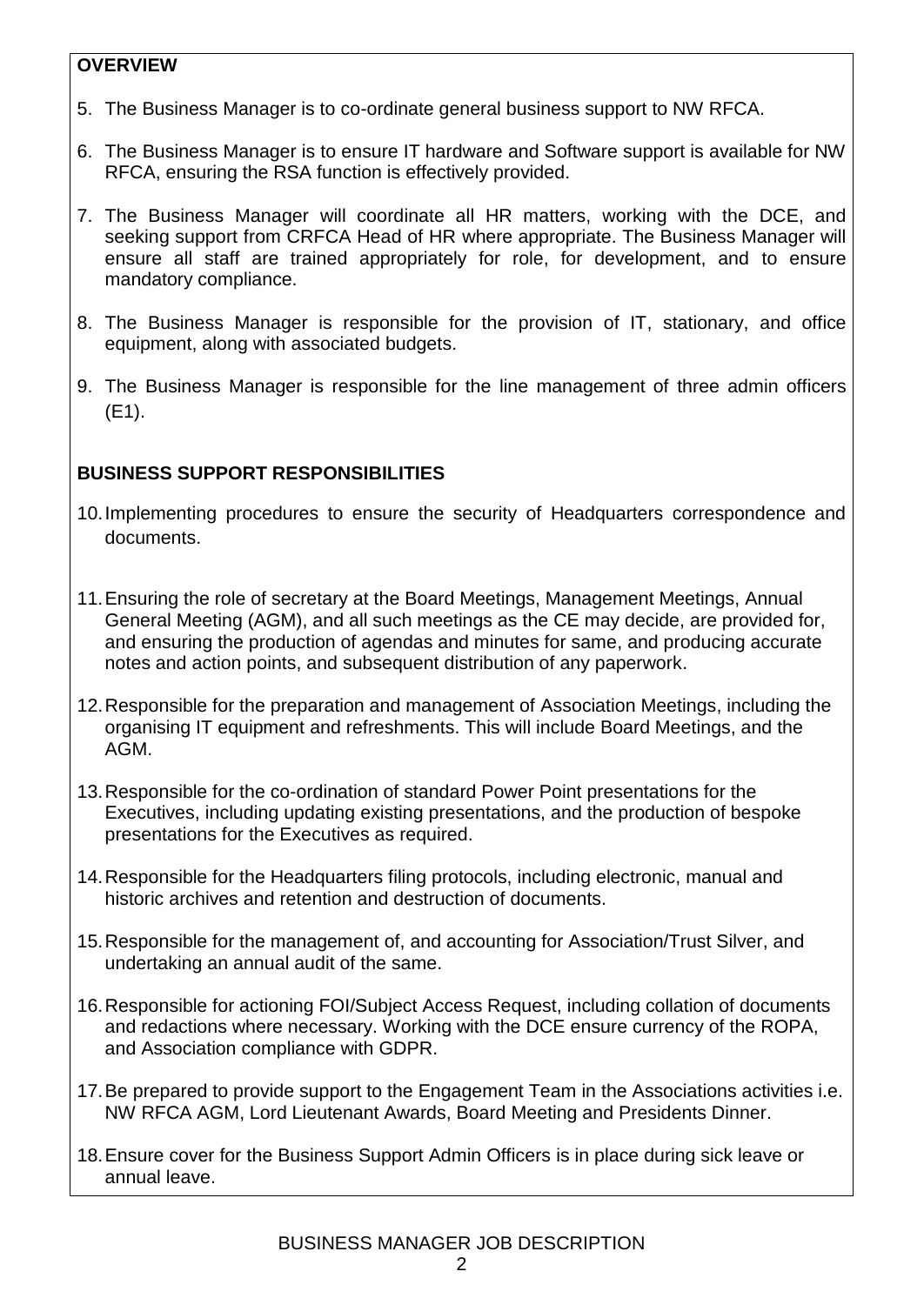**OVERVIEW**

5. The Business Manager is to co-ordinate general business support to NW RFCA.

6. The Business Manager is to ensure IT hardware and Software support is available for NW RFCA, ensuring the RSA function is effectively provided.

7. The Business Manager will coordinate all HR matters, working with the DCE, and seeking support from CRFCA Head of HR where appropriate. The Business Manager will ensure all staff are trained appropriately for role, for development, and to ensure mandatory compliance.

8. The Business Manager is responsible for the provision of IT, stationary, and office equipment, along with associated budgets.

9. The Business Manager is responsible for the line management of three admin officers (E1).

**BUSINESS SUPPORT RESPONSIBILITIES**

10. Implementing procedures to ensure the security of Headquarters correspondence and documents.

11. Ensuring the role of secretary at the Board Meetings, Management Meetings, Annual General Meeting (AGM), and all such meetings as the CE may decide, are provided for, and ensuring the production of agendas and minutes for same, and producing accurate notes and action points, and subsequent distribution of any paperwork.

12. Responsible for the preparation and management of Association Meetings, including the organising IT equipment and refreshments. This will include Board Meetings, and the AGM.

13. Responsible for the co-ordination of standard Power Point presentations for the Executives, including updating existing presentations, and the production of bespoke presentations for the Executives as required.

14. Responsible for the Headquarters filing protocols, including electronic, manual and historic archives and retention and destruction of documents.

15. Responsible for the management of, and accounting for Association/Trust Silver, and undertaking an annual audit of the same.

16. Responsible for actioning FOI/Subject Access Request, including collation of documents and redactions where necessary. Working with the DCE ensure currency of the ROPA, and Association compliance with GDPR.

17. Be prepared to provide support to the Engagement Team in the Associations activities i.e. NW RFCA AGM, Lord Lieutenant Awards, Board Meeting and Presidents Dinner.

18. Ensure cover for the Business Support Admin Officers is in place during sick leave or annual leave.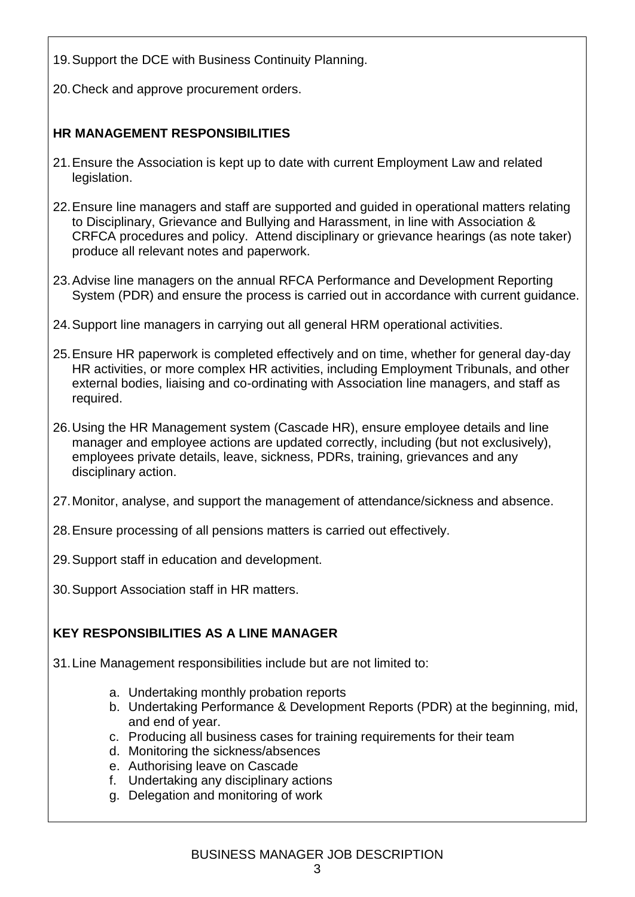19. Support the DCE with Business Continuity Planning.

20. Check and approve procurement orders.

## HR MANAGEMENT RESPONSIBILITIES

21. Ensure the Association is kept up to date with current Employment Law and related legislation.

22. Ensure line managers and staff are supported and guided in operational matters relating to Disciplinary, Grievance and Bullying and Harassment, in line with Association & CRFCA procedures and policy. Attend disciplinary or grievance hearings (as note taker) produce all relevant notes and paperwork.

23. Advise line managers on the annual RFCA Performance and Development Reporting System (PDR) and ensure the process is carried out in accordance with current guidance.

24. Support line managers in carrying out all general HRM operational activities.

25. Ensure HR paperwork is completed effectively and on time, whether for general day-day HR activities, or more complex HR activities, including Employment Tribunals, and other external bodies, liaising and co-ordinating with Association line managers, and staff as required.

26. Using the HR Management system (Cascade HR), ensure employee details and line manager and employee actions are updated correctly, including (but not exclusively), employees private details, leave, sickness, PDRs, training, grievances and any disciplinary action.

27. Monitor, analyse, and support the management of attendance/sickness and absence.

28. Ensure processing of all pensions matters is carried out effectively.

29. Support staff in education and development.

30. Support Association staff in HR matters.

## KEY RESPONSIBILITIES AS A LINE MANAGER

31. Line Management responsibilities include but are not limited to:

    a. Undertaking monthly probation reports
    b. Undertaking Performance & Development Reports (PDR) at the beginning, mid, and end of year.
    c. Producing all business cases for training requirements for their team
    d. Monitoring the sickness/absences
    e. Authorising leave on Cascade
    f. Undertaking any disciplinary actions
    g. Delegation and monitoring of work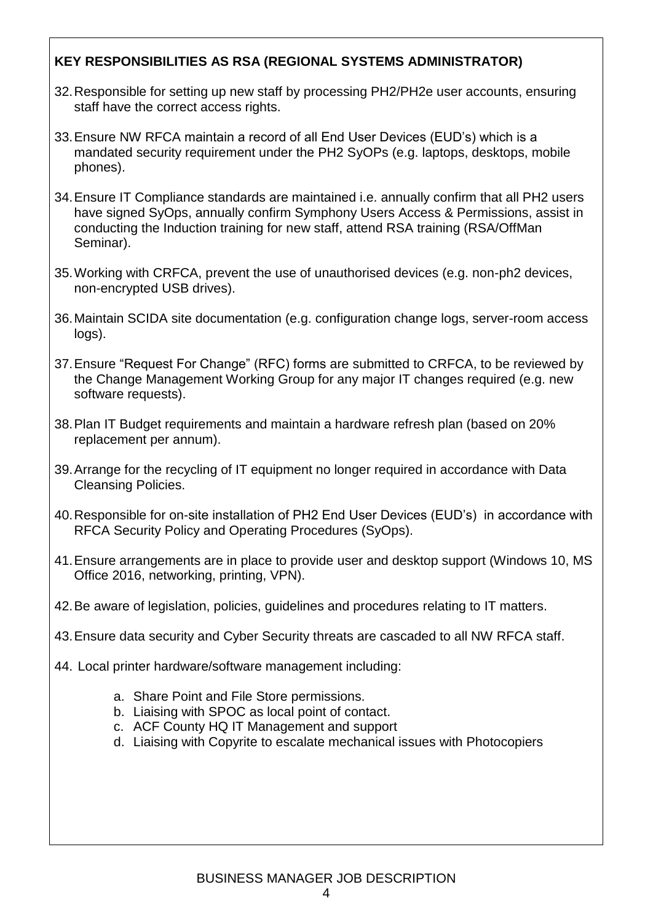**KEY RESPONSIBILITIES AS RSA (REGIONAL SYSTEMS ADMINISTRATOR)**

32. Responsible for setting up new staff by processing PH2/PH2e user accounts, ensuring staff have the correct access rights.
33. Ensure NW RFCA maintain a record of all End User Devices (EUD's) which is a mandated security requirement under the PH2 SyOPs (e.g. laptops, desktops, mobile phones).
34. Ensure IT Compliance standards are maintained i.e. annually confirm that all PH2 users have signed SyOps, annually confirm Symphony Users Access & Permissions, assist in conducting the Induction training for new staff, attend RSA training (RSA/OffMan Seminar).
35. Working with CRFCA, prevent the use of unauthorised devices (e.g. non-ph2 devices, non-encrypted USB drives).
36. Maintain SCIDA site documentation (e.g. configuration change logs, server-room access logs).
37. Ensure "Request For Change" (RFC) forms are submitted to CRFCA, to be reviewed by the Change Management Working Group for any major IT changes required (e.g. new software requests).
38. Plan IT Budget requirements and maintain a hardware refresh plan (based on 20% replacement per annum).
39. Arrange for the recycling of IT equipment no longer required in accordance with Data Cleansing Policies.
40. Responsible for on-site installation of PH2 End User Devices (EUD's) in accordance with RFCA Security Policy and Operating Procedures (SyOps).
41. Ensure arrangements are in place to provide user and desktop support (Windows 10, MS Office 2016, networking, printing, VPN).
42. Be aware of legislation, policies, guidelines and procedures relating to IT matters.
43. Ensure data security and Cyber Security threats are cascaded to all NW RFCA staff.
44. Local printer hardware/software management including:
    a. Share Point and File Store permissions.
    b. Liaising with SPOC as local point of contact.
    c. ACF County HQ IT Management and support
    d. Liaising with Copyrite to escalate mechanical issues with Photocopiers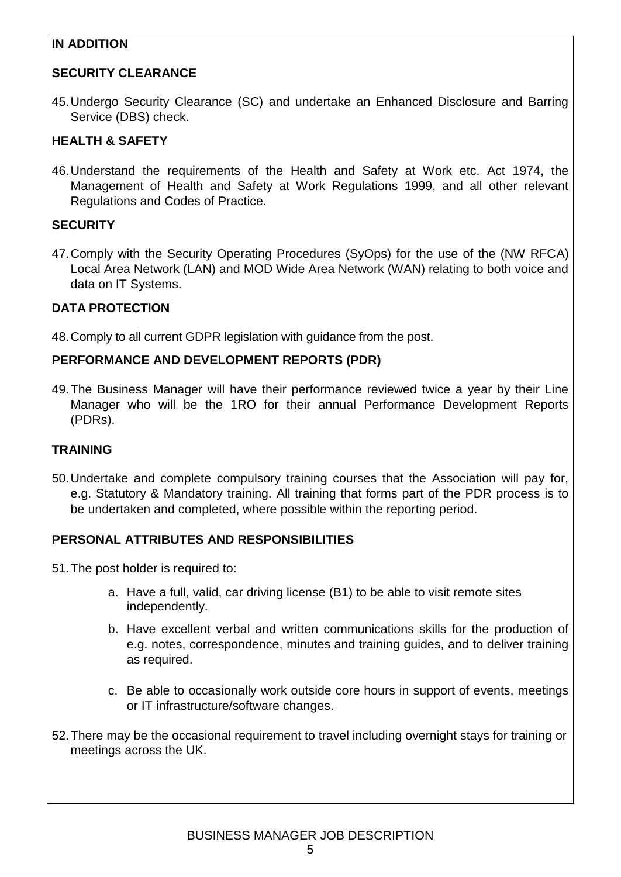**IN ADDITION**

**SECURITY CLEARANCE**

45. Undergo Security Clearance (SC) and undertake an Enhanced Disclosure and Barring Service (DBS) check.

**HEALTH & SAFETY**

46. Understand the requirements of the Health and Safety at Work etc. Act 1974, the Management of Health and Safety at Work Regulations 1999, and all other relevant Regulations and Codes of Practice.

**SECURITY**

47. Comply with the Security Operating Procedures (SyOps) for the use of the (NW RFCA) Local Area Network (LAN) and MOD Wide Area Network (WAN) relating to both voice and data on IT Systems.

**DATA PROTECTION**

48. Comply to all current GDPR legislation with guidance from the post.

**PERFORMANCE AND DEVELOPMENT REPORTS (PDR)**

49. The Business Manager will have their performance reviewed twice a year by their Line Manager who will be the 1RO for their annual Performance Development Reports (PDRs).

**TRAINING**

50. Undertake and complete compulsory training courses that the Association will pay for, e.g. Statutory & Mandatory training. All training that forms part of the PDR process is to be undertaken and completed, where possible within the reporting period.

**PERSONAL ATTRIBUTES AND RESPONSIBILITIES**

51. The post holder is required to:

    a. Have a full, valid, car driving license (B1) to be able to visit remote sites independently.

    b. Have excellent verbal and written communications skills for the production of e.g. notes, correspondence, minutes and training guides, and to deliver training as required.

    c. Be able to occasionally work outside core hours in support of events, meetings or IT infrastructure/software changes.

52. There may be the occasional requirement to travel including overnight stays for training or meetings across the UK.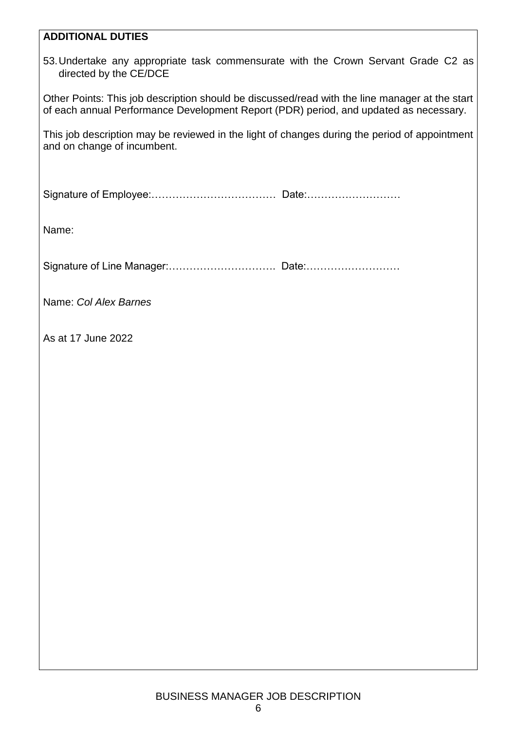**ADDITIONAL DUTIES**

53. Undertake any appropriate task commensurate with the Crown Servant Grade C2 as directed by the CE/DCE

Other Points: This job description should be discussed/read with the line manager at the start of each annual Performance Development Report (PDR) period, and updated as necessary.

This job description may be reviewed in the light of changes during the period of appointment and on change of incumbent.

Signature of Employee:……………………………… Date:………………………

Name:

Signature of Line Manager:…………………………. Date:………………………

Name: *Col Alex Barnes*

As at 17 June 2022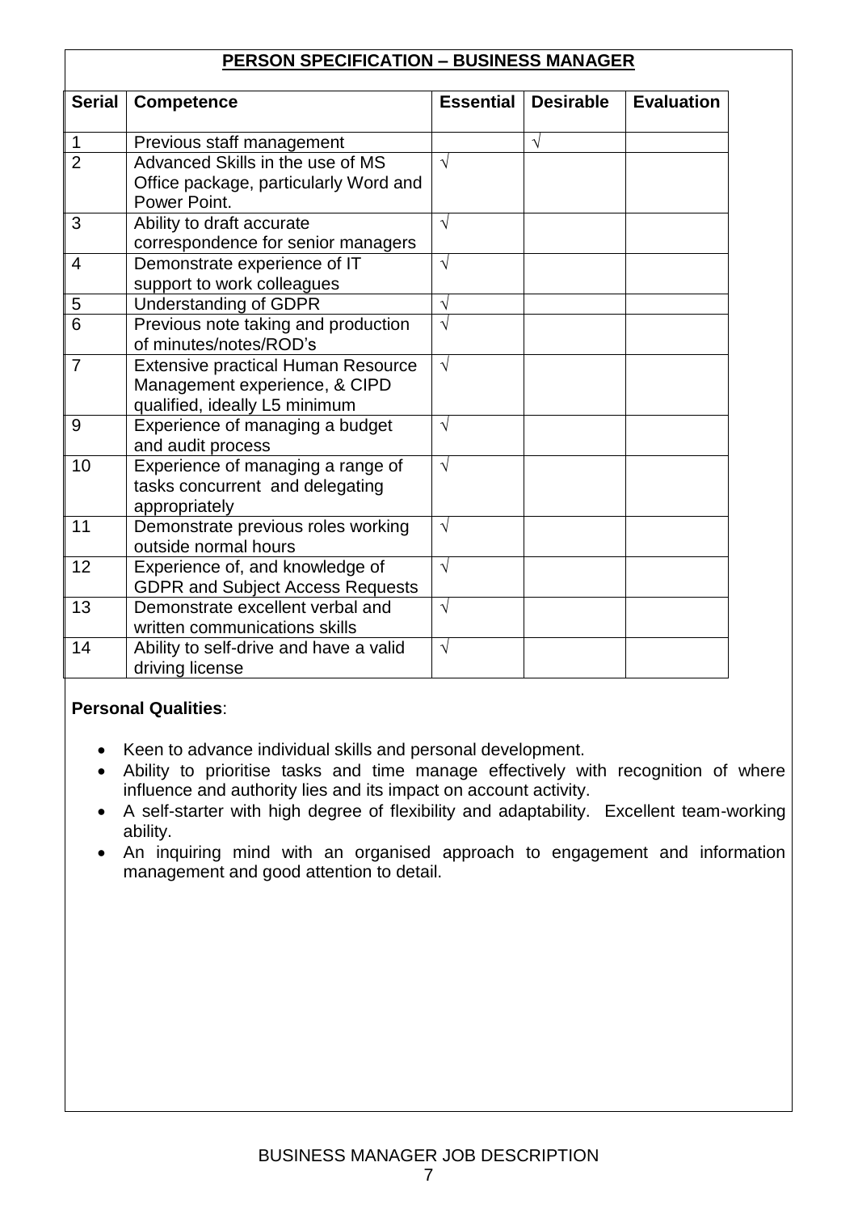**PERSON SPECIFICATION – BUSINESS MANAGER**

| Serial | Competence | Essential | Desirable | Evaluation |
|---|---|---|---|---|
| 1 | Previous staff management | | √ | |
| 2 | Advanced Skills in the use of MS Office package, particularly Word and Power Point. | √ | | |
| 3 | Ability to draft accurate correspondence for senior managers | √ | | |
| 4 | Demonstrate experience of IT support to work colleagues | √ | | |
| 5 | Understanding of GDPR | √ | | |
| 6 | Previous note taking and production of minutes/notes/ROD's | √ | | |
| 7 | Extensive practical Human Resource Management experience, & CIPD qualified, ideally L5 minimum | √ | | |
| 9 | Experience of managing a budget and audit process | √ | | |
| 10 | Experience of managing a range of tasks concurrent and delegating appropriately | √ | | |
| 11 | Demonstrate previous roles working outside normal hours | √ | | |
| 12 | Experience of, and knowledge of GDPR and Subject Access Requests | √ | | |
| 13 | Demonstrate excellent verbal and written communications skills | √ | | |
| 14 | Ability to self-drive and have a valid driving license | √ | | |

**Personal Qualities**:

- Keen to advance individual skills and personal development.
- Ability to prioritise tasks and time manage effectively with recognition of where influence and authority lies and its impact on account activity.
- A self-starter with high degree of flexibility and adaptability. Excellent team-working ability.
- An inquiring mind with an organised approach to engagement and information management and good attention to detail.